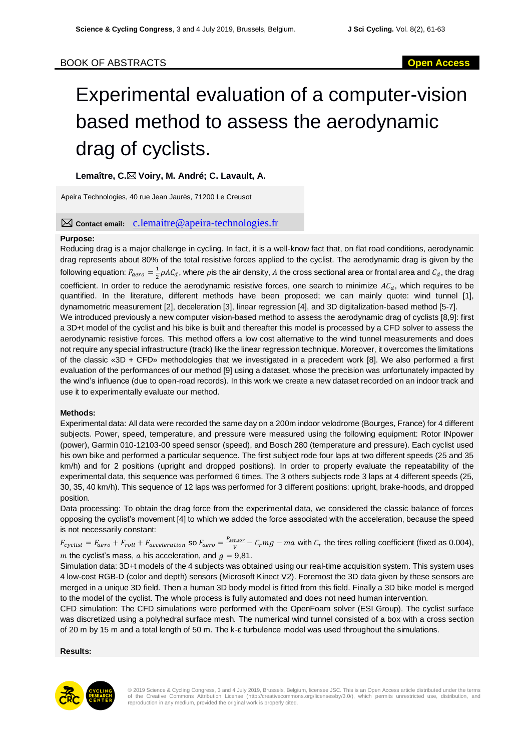BOOK OF ABSTRACTS

Open Access

# Experimental evaluation of a computer-vision based method to assess the aerodynamic drag of cyclists.

**Lemaître, C.✉ Voiry, M. André; C. Lavault, A.**

Apeira Technologies, 40 rue Jean Jaurès, 71200 Le Creusot

✉ **Contact email:** c.lemaitre@apeira-technologies.fr

**Purpose:**

Reducing drag is a major challenge in cycling. In fact, it is a well-know fact that, on flat road conditions, aerodynamic drag represents about 80% of the total resistive forces applied to the cyclist. The aerodynamic drag is given by the following equation: $F_{aero} = \frac{1}{2}\rho AC_d$, where $\rho$ is the air density, $A$ the cross sectional area or frontal area and $C_d$, the drag coefficient. In order to reduce the aerodynamic resistive forces, one search to minimize $AC_d$, which requires to be quantified. In the literature, different methods have been proposed; we can mainly quote: wind tunnel [1], dynamometric measurement [2], deceleration [3], linear regression [4], and 3D digitalization-based method [5-7].

We introduced previously a new computer vision-based method to assess the aerodynamic drag of cyclists [8,9]: first a 3D+t model of the cyclist and his bike is built and thereafter this model is processed by a CFD solver to assess the aerodynamic resistive forces. This method offers a low cost alternative to the wind tunnel measurements and does not require any special infrastructure (track) like the linear regression technique. Moreover, it overcomes the limitations of the classic «3D + CFD» methodologies that we investigated in a precedent work [8]. We also performed a first evaluation of the performances of our method [9] using a dataset, whose the precision was unfortunately impacted by the wind's influence (due to open-road records). In this work we create a new dataset recorded on an indoor track and use it to experimentally evaluate our method.

**Methods:**

Experimental data: All data were recorded the same day on a 200m indoor velodrome (Bourges, France) for 4 different subjects. Power, speed, temperature, and pressure were measured using the following equipment: Rotor INpower (power), Garmin 010-12103-00 speed sensor (speed), and Bosch 280 (temperature and pressure). Each cyclist used his own bike and performed a particular sequence. The first subject rode four laps at two different speeds (25 and 35 km/h) and for 2 positions (upright and dropped positions). In order to properly evaluate the repeatability of the experimental data, this sequence was performed 6 times. The 3 others subjects rode 3 laps at 4 different speeds (25, 30, 35, 40 km/h). This sequence of 12 laps was performed for 3 different positions: upright, brake-hoods, and dropped position.

Data processing: To obtain the drag force from the experimental data, we considered the classic balance of forces opposing the cyclist's movement [4] to which we added the force associated with the acceleration, because the speed is not necessarily constant:

$F_{cyclist} = F_{aero} + F_{roll} + F_{acceleration}$ so $F_{aero} = \frac{P_{sensor}}{V} - C_r mg - ma$ with $C_r$ the tires rolling coefficient (fixed as 0.004), $m$ the cyclist's mass, $a$ his acceleration, and $g$ = 9,81.

Simulation data: 3D+t models of the 4 subjects was obtained using our real-time acquisition system. This system uses 4 low-cost RGB-D (color and depth) sensors (Microsoft Kinect V2). Foremost the 3D data given by these sensors are merged in a unique 3D field. Then a human 3D body model is fitted from this field. Finally a 3D bike model is merged to the model of the cyclist. The whole process is fully automated and does not need human intervention.

CFD simulation: The CFD simulations were performed with the OpenFoam solver (ESI Group). The cyclist surface was discretized using a polyhedral surface mesh. The numerical wind tunnel consisted of a box with a cross section of 20 m by 15 m and a total length of 50 m. The k-ε turbulence model was used throughout the simulations.

**Results:**

© 2019 Science & Cycling Congress, 3 and 4 July 2019, Brussels, Belgium, licensee JSC. This is an Open Access article distributed under the terms of the Creative Commons Attribution License (http://creativecommons.org/licenses/by/3.0/), which permits unrestricted use, distribution, and reproduction in any medium, provided the original work is properly cited.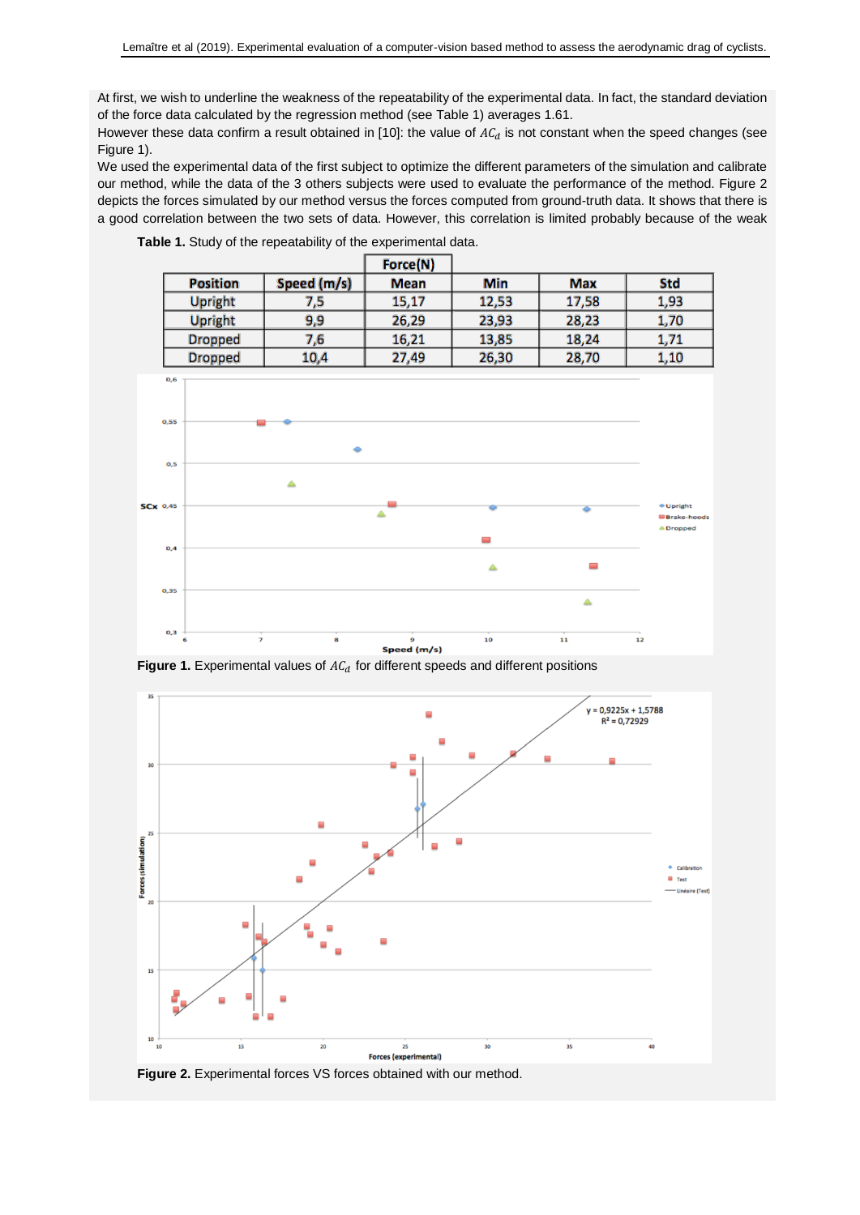At first, we wish to underline the weakness of the repeatability of the experimental data. In fact, the standard deviation of the force data calculated by the regression method (see Table 1) averages 1.61.

However these data confirm a result obtained in [10]: the value of $AC_d$ is not constant when the speed changes (see Figure 1).

We used the experimental data of the first subject to optimize the different parameters of the simulation and calibrate our method, while the data of the 3 others subjects were used to evaluate the performance of the method. Figure 2 depicts the forces simulated by our method versus the forces computed from ground-truth data. It shows that there is a good correlation between the two sets of data. However, this correlation is limited probably because of the weak

**Table 1.** Study of the repeatability of the experimental data.

| | | Force(N) | | | |
|---|---|---|---|---|---|
| **Position** | **Speed (m/s)** | **Mean** | **Min** | **Max** | **Std** |
| Upright | 7,5 | 15,17 | 12,53 | 17,58 | 1,93 |
| Upright | 9,9 | 26,29 | 23,93 | 28,23 | 1,70 |
| Dropped | 7,6 | 16,21 | 13,85 | 18,24 | 1,71 |
| Dropped | 10,4 | 27,49 | 26,30 | 28,70 | 1,10 |

**Figure 1.** Experimental values of $AC_d$ for different speeds and different positions

**Figure 2.** Experimental forces VS forces obtained with our method.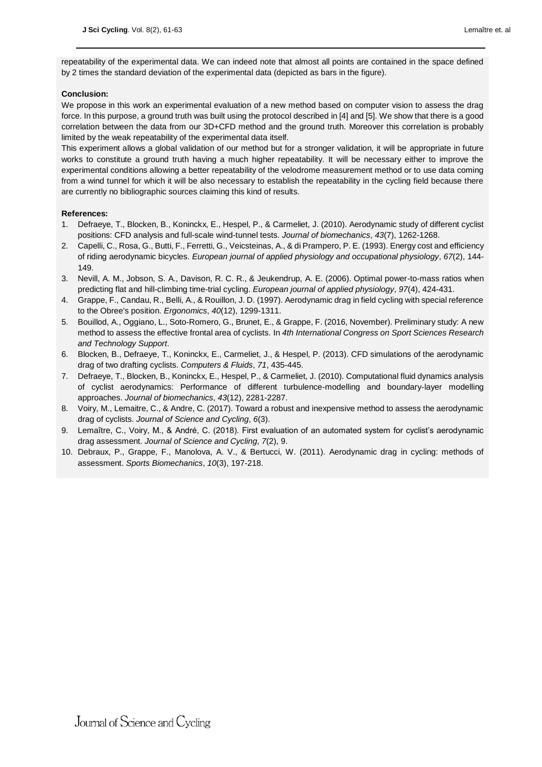repeatability of the experimental data. We can indeed note that almost all points are contained in the space defined by 2 times the standard deviation of the experimental data (depicted as bars in the figure).

**Conclusion:**

We propose in this work an experimental evaluation of a new method based on computer vision to assess the drag force. In this purpose, a ground truth was built using the protocol described in [4] and [5]. We show that there is a good correlation between the data from our 3D+CFD method and the ground truth. Moreover this correlation is probably limited by the weak repeatability of the experimental data itself.

This experiment allows a global validation of our method but for a stronger validation, it will be appropriate in future works to constitute a ground truth having a much higher repeatability. It will be necessary either to improve the experimental conditions allowing a better repeatability of the velodrome measurement method or to use data coming from a wind tunnel for which it will be also necessary to establish the repeatability in the cycling field because there are currently no bibliographic sources claiming this kind of results.

**References:**

1. Defraeye, T., Blocken, B., Koninckx, E., Hespel, P., & Carmeliet, J. (2010). Aerodynamic study of different cyclist positions: CFD analysis and full-scale wind-tunnel tests. *Journal of biomechanics*, *43*(7), 1262-1268.
2. Capelli, C., Rosa, G., Butti, F., Ferretti, G., Veicsteinas, A., & di Prampero, P. E. (1993). Energy cost and efficiency of riding aerodynamic bicycles. *European journal of applied physiology and occupational physiology*, *67*(2), 144-149.
3. Nevill, A. M., Jobson, S. A., Davison, R. C. R., & Jeukendrup, A. E. (2006). Optimal power-to-mass ratios when predicting flat and hill-climbing time-trial cycling. *European journal of applied physiology*, *97*(4), 424-431.
4. Grappe, F., Candau, R., Belli, A., & Rouillon, J. D. (1997). Aerodynamic drag in field cycling with special reference to the Obree's position. *Ergonomics*, *40*(12), 1299-1311.
5. Bouillod, A., Oggiano, L., Soto-Romero, G., Brunet, E., & Grappe, F. (2016, November). Preliminary study: A new method to assess the effective frontal area of cyclists. In *4th International Congress on Sport Sciences Research and Technology Support*.
6. Blocken, B., Defraeye, T., Koninckx, E., Carmeliet, J., & Hespel, P. (2013). CFD simulations of the aerodynamic drag of two drafting cyclists. *Computers & Fluids*, *71*, 435-445.
7. Defraeye, T., Blocken, B., Koninckx, E., Hespel, P., & Carmeliet, J. (2010). Computational fluid dynamics analysis of cyclist aerodynamics: Performance of different turbulence-modelling and boundary-layer modelling approaches. *Journal of biomechanics*, *43*(12), 2281-2287.
8. Voiry, M., Lemaitre, C., & Andre, C. (2017). Toward a robust and inexpensive method to assess the aerodynamic drag of cyclists. *Journal of Science and Cycling*, *6*(3).
9. Lemaître, C., Voiry, M., & André, C. (2018). First evaluation of an automated system for cyclist's aerodynamic drag assessment. *Journal of Science and Cycling*, *7*(2), 9.
10. Debraux, P., Grappe, F., Manolova, A. V., & Bertucci, W. (2011). Aerodynamic drag in cycling: methods of assessment. *Sports Biomechanics*, *10*(3), 197-218.